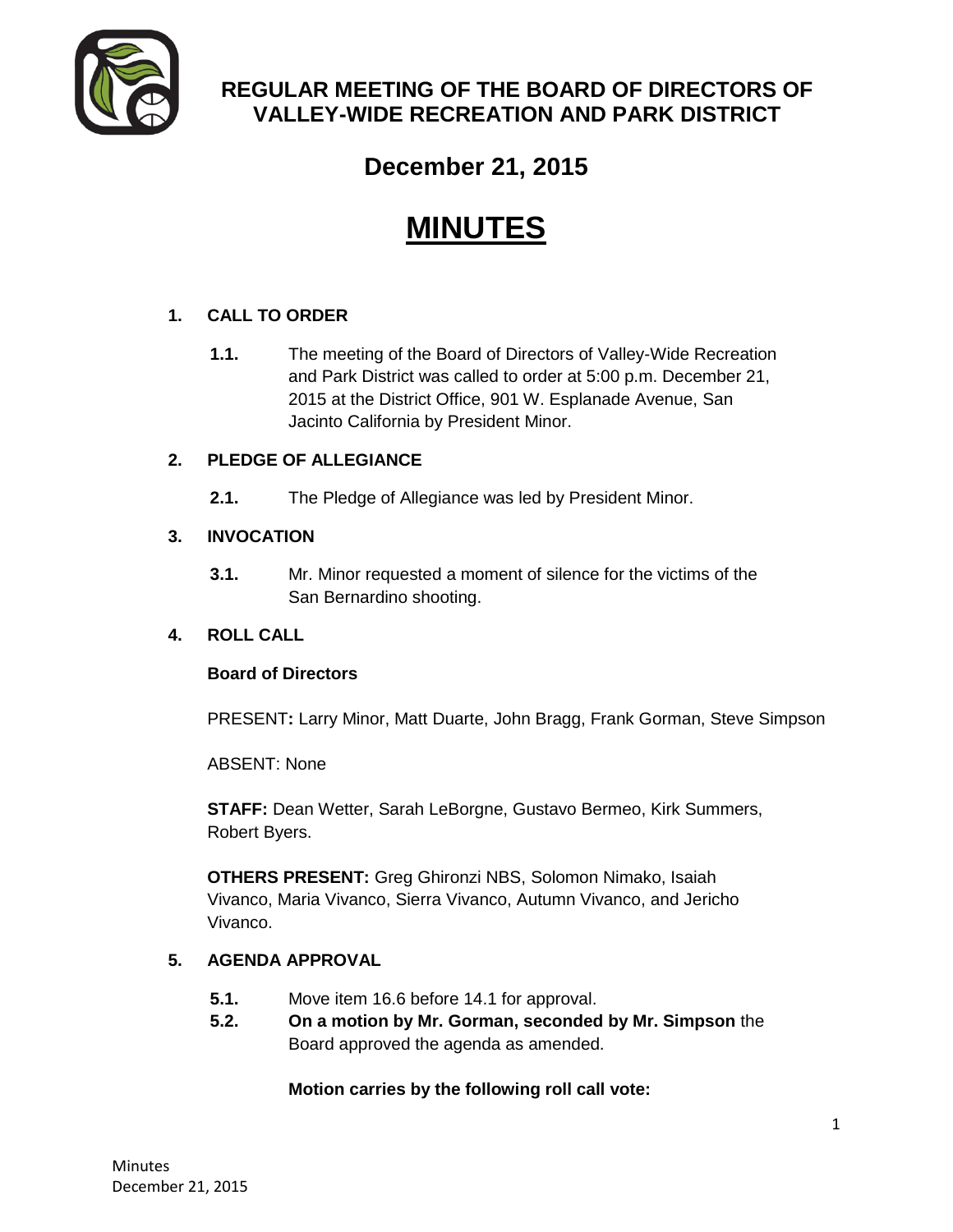# REGULAR MEETING OF THE BOARD OF DIRECTORS OF VALLEY-WIDE RECREATION AND PARK DISTRICT

## December 21, 2015

# MINUTES

**1. CALL TO ORDER**

**1.1.** The meeting of the Board of Directors of Valley-Wide Recreation and Park District was called to order at 5:00 p.m. December 21, 2015 at the District Office, 901 W. Esplanade Avenue, San Jacinto California by President Minor.

**2. PLEDGE OF ALLEGIANCE**

**2.1.** The Pledge of Allegiance was led by President Minor.

**3. INVOCATION**

**3.1.** Mr. Minor requested a moment of silence for the victims of the San Bernardino shooting.

**4. ROLL CALL**

**Board of Directors**

PRESENT**:** Larry Minor, Matt Duarte, John Bragg, Frank Gorman, Steve Simpson

ABSENT: None

**STAFF:** Dean Wetter, Sarah LeBorgne, Gustavo Bermeo, Kirk Summers, Robert Byers.

**OTHERS PRESENT:** Greg Ghironzi NBS, Solomon Nimako, Isaiah Vivanco, Maria Vivanco, Sierra Vivanco, Autumn Vivanco, and Jericho Vivanco.

**5. AGENDA APPROVAL**

**5.1.** Move item 16.6 before 14.1 for approval.

**5.2.** **On a motion by Mr. Gorman, seconded by Mr. Simpson** the Board approved the agenda as amended.

**Motion carries by the following roll call vote:**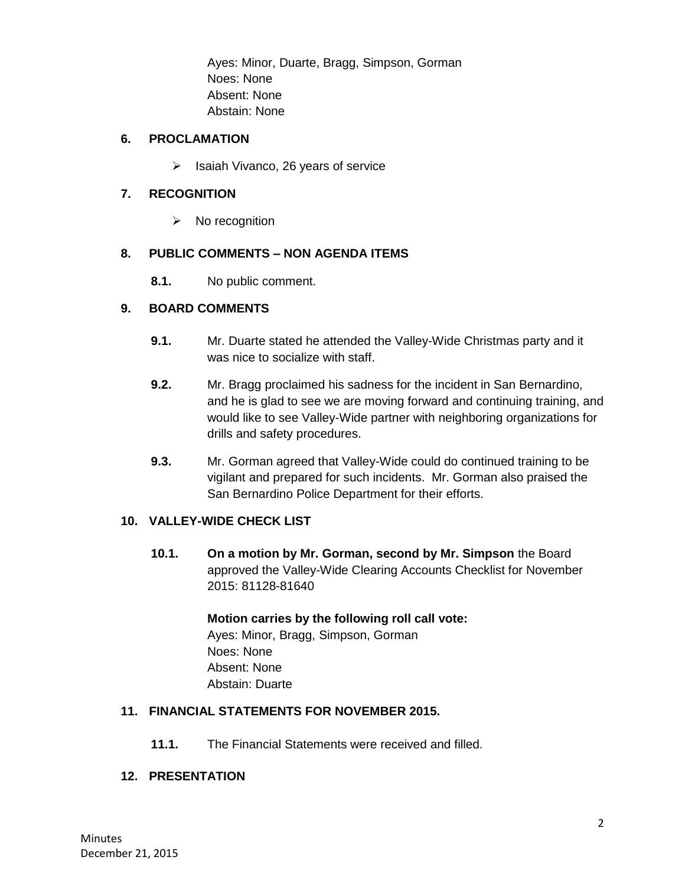Ayes: Minor, Duarte, Bragg, Simpson, Gorman
Noes: None
Absent: None
Abstain: None

## 6. PROCLAMATION

- Isaiah Vivanco, 26 years of service

## 7. RECOGNITION

- No recognition

## 8. PUBLIC COMMENTS – NON AGENDA ITEMS

**8.1.** No public comment.

## 9. BOARD COMMENTS

**9.1.** Mr. Duarte stated he attended the Valley-Wide Christmas party and it was nice to socialize with staff.

**9.2.** Mr. Bragg proclaimed his sadness for the incident in San Bernardino, and he is glad to see we are moving forward and continuing training, and would like to see Valley-Wide partner with neighboring organizations for drills and safety procedures.

**9.3.** Mr. Gorman agreed that Valley-Wide could do continued training to be vigilant and prepared for such incidents. Mr. Gorman also praised the San Bernardino Police Department for their efforts.

## 10. VALLEY-WIDE CHECK LIST

**10.1. On a motion by Mr. Gorman, second by Mr. Simpson** the Board approved the Valley-Wide Clearing Accounts Checklist for November 2015: 81128-81640

**Motion carries by the following roll call vote:**
Ayes: Minor, Bragg, Simpson, Gorman
Noes: None
Absent: None
Abstain: Duarte

## 11. FINANCIAL STATEMENTS FOR NOVEMBER 2015.

**11.1.** The Financial Statements were received and filled.

## 12. PRESENTATION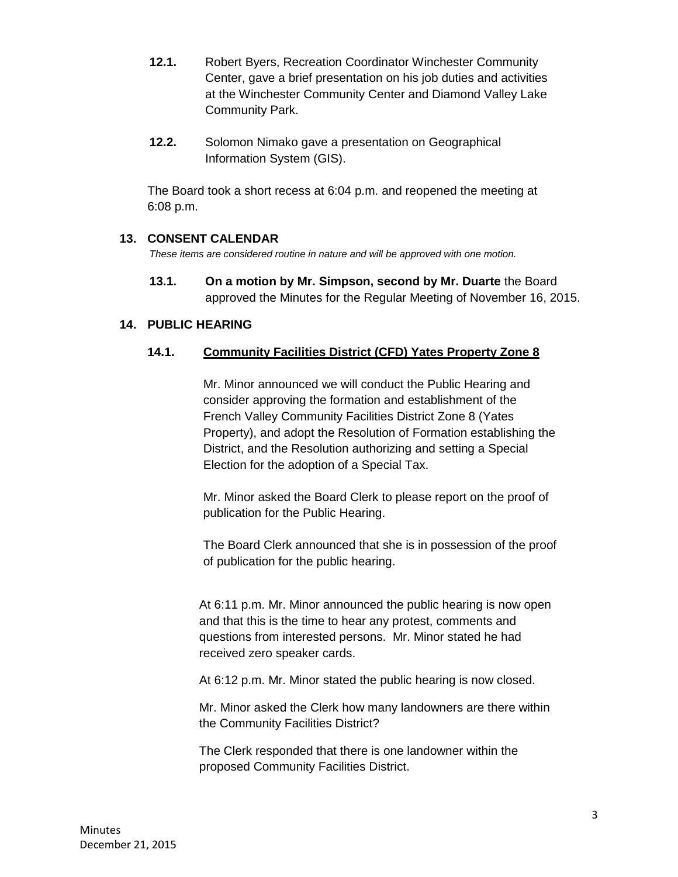**12.1.** Robert Byers, Recreation Coordinator Winchester Community Center, gave a brief presentation on his job duties and activities at the Winchester Community Center and Diamond Valley Lake Community Park.

**12.2.** Solomon Nimako gave a presentation on Geographical Information System (GIS).

The Board took a short recess at 6:04 p.m. and reopened the meeting at 6:08 p.m.

## 13. CONSENT CALENDAR

*These items are considered routine in nature and will be approved with one motion.*

**13.1.** **On a motion by Mr. Simpson, second by Mr. Duarte** the Board approved the Minutes for the Regular Meeting of November 16, 2015.

## 14. PUBLIC HEARING

### 14.1. Community Facilities District (CFD) Yates Property Zone 8

Mr. Minor announced we will conduct the Public Hearing and consider approving the formation and establishment of the French Valley Community Facilities District Zone 8 (Yates Property), and adopt the Resolution of Formation establishing the District, and the Resolution authorizing and setting a Special Election for the adoption of a Special Tax.

Mr. Minor asked the Board Clerk to please report on the proof of publication for the Public Hearing.

The Board Clerk announced that she is in possession of the proof of publication for the public hearing.

At 6:11 p.m. Mr. Minor announced the public hearing is now open and that this is the time to hear any protest, comments and questions from interested persons. Mr. Minor stated he had received zero speaker cards.

At 6:12 p.m. Mr. Minor stated the public hearing is now closed.

Mr. Minor asked the Clerk how many landowners are there within the Community Facilities District?

The Clerk responded that there is one landowner within the proposed Community Facilities District.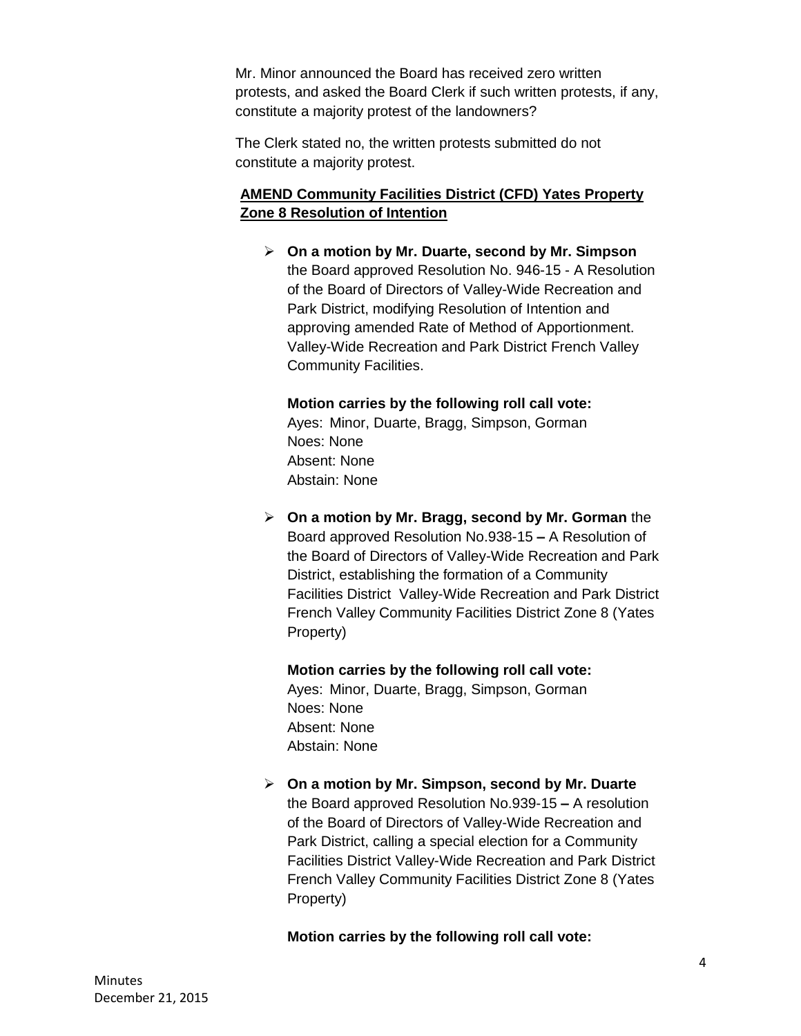Mr. Minor announced the Board has received zero written protests, and asked the Board Clerk if such written protests, if any, constitute a majority protest of the landowners?

The Clerk stated no, the written protests submitted do not constitute a majority protest.

**AMEND Community Facilities District (CFD) Yates Property Zone 8 Resolution of Intention**

- **On a motion by Mr. Duarte, second by Mr. Simpson** the Board approved Resolution No. 946-15 - A Resolution of the Board of Directors of Valley-Wide Recreation and Park District, modifying Resolution of Intention and approving amended Rate of Method of Apportionment. Valley-Wide Recreation and Park District French Valley Community Facilities.

  **Motion carries by the following roll call vote:**
  Ayes: Minor, Duarte, Bragg, Simpson, Gorman
  Noes: None
  Absent: None
  Abstain: None

- **On a motion by Mr. Bragg, second by Mr. Gorman** the Board approved Resolution No.938-15 **–** A Resolution of the Board of Directors of Valley-Wide Recreation and Park District, establishing the formation of a Community Facilities District Valley-Wide Recreation and Park District French Valley Community Facilities District Zone 8 (Yates Property)

  **Motion carries by the following roll call vote:**
  Ayes: Minor, Duarte, Bragg, Simpson, Gorman
  Noes: None
  Absent: None
  Abstain: None

- **On a motion by Mr. Simpson, second by Mr. Duarte** the Board approved Resolution No.939-15 **–** A resolution of the Board of Directors of Valley-Wide Recreation and Park District, calling a special election for a Community Facilities District Valley-Wide Recreation and Park District French Valley Community Facilities District Zone 8 (Yates Property)

  **Motion carries by the following roll call vote:**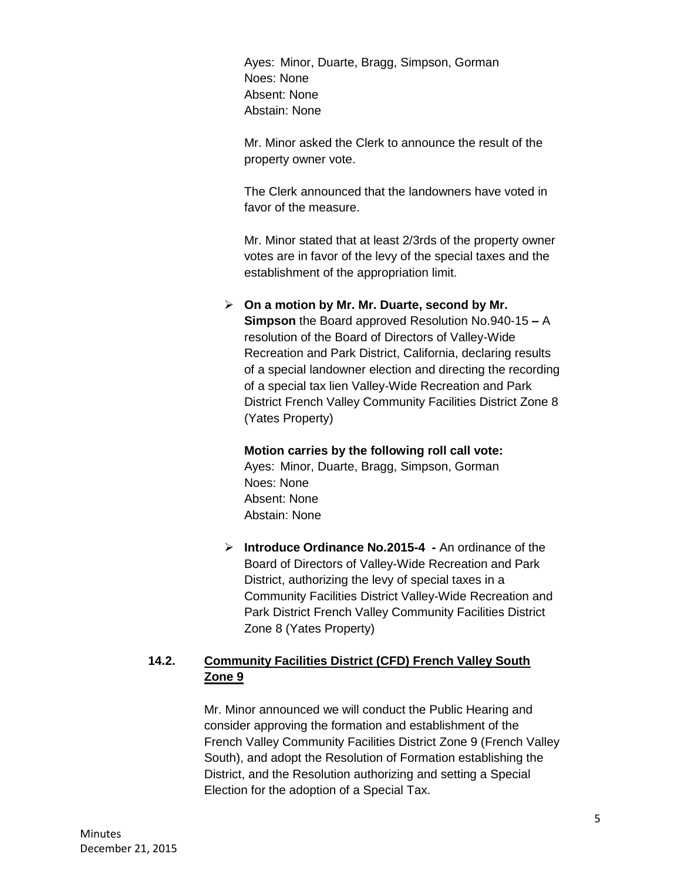Ayes: Minor, Duarte, Bragg, Simpson, Gorman
Noes: None
Absent: None
Abstain: None

Mr. Minor asked the Clerk to announce the result of the property owner vote.

The Clerk announced that the landowners have voted in favor of the measure.

Mr. Minor stated that at least 2/3rds of the property owner votes are in favor of the levy of the special taxes and the establishment of the appropriation limit.

- **On a motion by Mr. Mr. Duarte, second by Mr. Simpson** the Board approved Resolution No.940-15 **–** A resolution of the Board of Directors of Valley-Wide Recreation and Park District, California, declaring results of a special landowner election and directing the recording of a special tax lien Valley-Wide Recreation and Park District French Valley Community Facilities District Zone 8 (Yates Property)

**Motion carries by the following roll call vote:**
Ayes: Minor, Duarte, Bragg, Simpson, Gorman
Noes: None
Absent: None
Abstain: None

- **Introduce Ordinance No.2015-4 -** An ordinance of the Board of Directors of Valley-Wide Recreation and Park District, authorizing the levy of special taxes in a Community Facilities District Valley-Wide Recreation and Park District French Valley Community Facilities District Zone 8 (Yates Property)

## 14.2. Community Facilities District (CFD) French Valley South Zone 9

Mr. Minor announced we will conduct the Public Hearing and consider approving the formation and establishment of the French Valley Community Facilities District Zone 9 (French Valley South), and adopt the Resolution of Formation establishing the District, and the Resolution authorizing and setting a Special Election for the adoption of a Special Tax.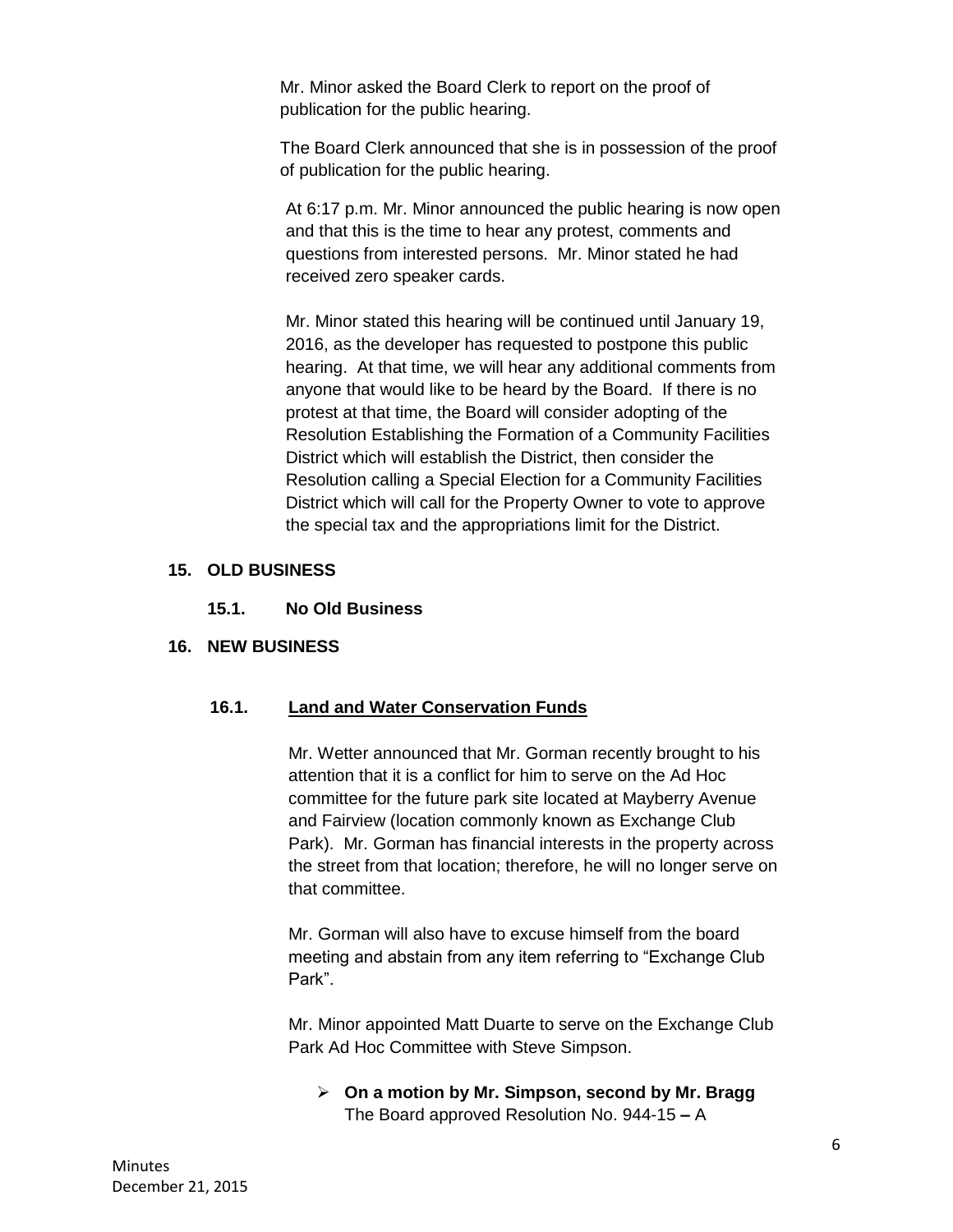Mr. Minor asked the Board Clerk to report on the proof of publication for the public hearing.

The Board Clerk announced that she is in possession of the proof of publication for the public hearing.

At 6:17 p.m. Mr. Minor announced the public hearing is now open and that this is the time to hear any protest, comments and questions from interested persons. Mr. Minor stated he had received zero speaker cards.

Mr. Minor stated this hearing will be continued until January 19, 2016, as the developer has requested to postpone this public hearing. At that time, we will hear any additional comments from anyone that would like to be heard by the Board. If there is no protest at that time, the Board will consider adopting of the Resolution Establishing the Formation of a Community Facilities District which will establish the District, then consider the Resolution calling a Special Election for a Community Facilities District which will call for the Property Owner to vote to approve the special tax and the appropriations limit for the District.

**15. OLD BUSINESS**

**15.1. No Old Business**

**16. NEW BUSINESS**

**16.1. <u>Land and Water Conservation Funds</u>**

Mr. Wetter announced that Mr. Gorman recently brought to his attention that it is a conflict for him to serve on the Ad Hoc committee for the future park site located at Mayberry Avenue and Fairview (location commonly known as Exchange Club Park). Mr. Gorman has financial interests in the property across the street from that location; therefore, he will no longer serve on that committee.

Mr. Gorman will also have to excuse himself from the board meeting and abstain from any item referring to "Exchange Club Park".

Mr. Minor appointed Matt Duarte to serve on the Exchange Club Park Ad Hoc Committee with Steve Simpson.

- **On a motion by Mr. Simpson, second by Mr. Bragg** The Board approved Resolution No. 944-15 **–** A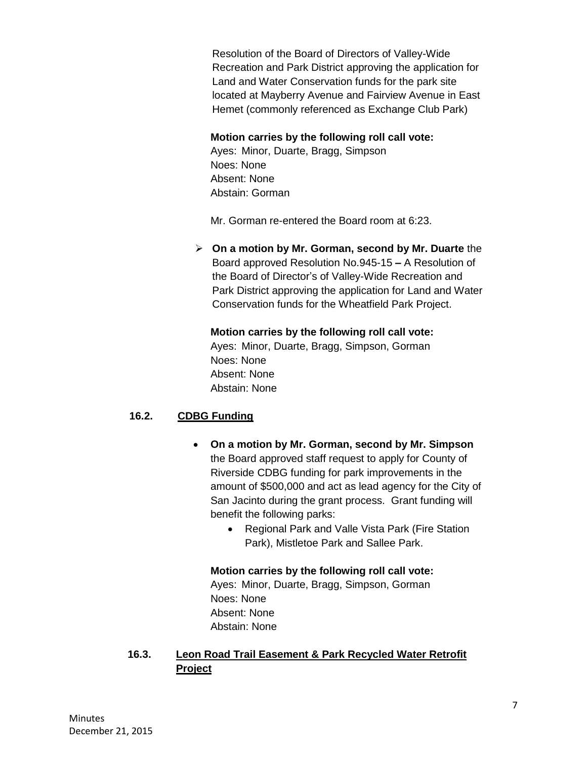Resolution of the Board of Directors of Valley-Wide Recreation and Park District approving the application for Land and Water Conservation funds for the park site located at Mayberry Avenue and Fairview Avenue in East Hemet (commonly referenced as Exchange Club Park)

**Motion carries by the following roll call vote:**
Ayes: Minor, Duarte, Bragg, Simpson
Noes: None
Absent: None
Abstain: Gorman

Mr. Gorman re-entered the Board room at 6:23.

- **On a motion by Mr. Gorman, second by Mr. Duarte** the Board approved Resolution No.945-15 **–** A Resolution of the Board of Director's of Valley-Wide Recreation and Park District approving the application for Land and Water Conservation funds for the Wheatfield Park Project.

**Motion carries by the following roll call vote:**
Ayes: Minor, Duarte, Bragg, Simpson, Gorman
Noes: None
Absent: None
Abstain: None

### 16.2. CDBG Funding

- **On a motion by Mr. Gorman, second by Mr. Simpson** the Board approved staff request to apply for County of Riverside CDBG funding for park improvements in the amount of $500,000 and act as lead agency for the City of San Jacinto during the grant process. Grant funding will benefit the following parks:
    - Regional Park and Valle Vista Park (Fire Station Park), Mistletoe Park and Sallee Park.

**Motion carries by the following roll call vote:**
Ayes: Minor, Duarte, Bragg, Simpson, Gorman
Noes: None
Absent: None
Abstain: None

### 16.3. Leon Road Trail Easement & Park Recycled Water Retrofit Project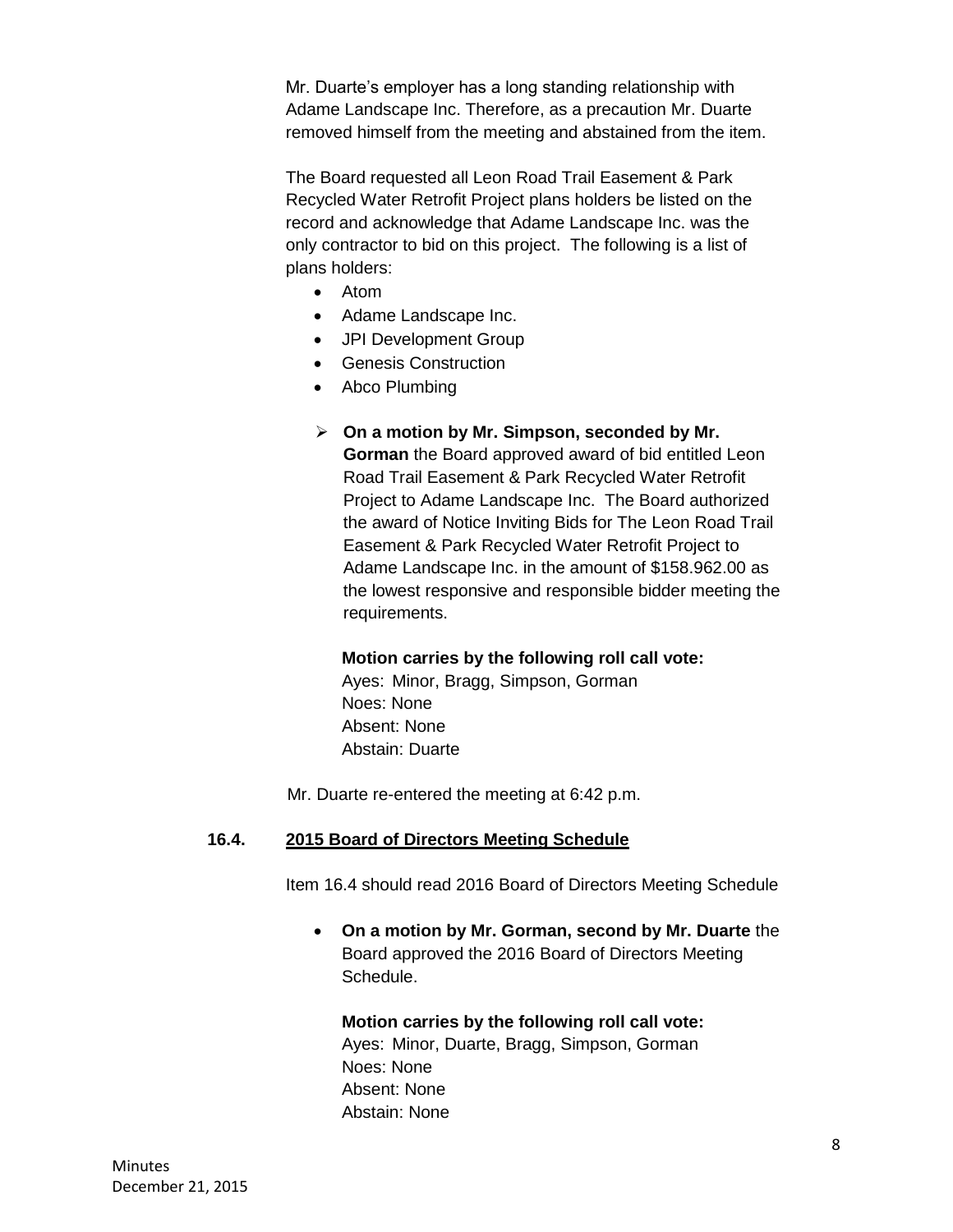Mr. Duarte's employer has a long standing relationship with Adame Landscape Inc. Therefore, as a precaution Mr. Duarte removed himself from the meeting and abstained from the item.

The Board requested all Leon Road Trail Easement & Park Recycled Water Retrofit Project plans holders be listed on the record and acknowledge that Adame Landscape Inc. was the only contractor to bid on this project. The following is a list of plans holders:

- Atom
- Adame Landscape Inc.
- JPI Development Group
- Genesis Construction
- Abco Plumbing

- **On a motion by Mr. Simpson, seconded by Mr. Gorman** the Board approved award of bid entitled Leon Road Trail Easement & Park Recycled Water Retrofit Project to Adame Landscape Inc. The Board authorized the award of Notice Inviting Bids for The Leon Road Trail Easement & Park Recycled Water Retrofit Project to Adame Landscape Inc. in the amount of $158.962.00 as the lowest responsive and responsible bidder meeting the requirements.

  **Motion carries by the following roll call vote:**
  Ayes: Minor, Bragg, Simpson, Gorman
  Noes: None
  Absent: None
  Abstain: Duarte

Mr. Duarte re-entered the meeting at 6:42 p.m.

### 16.4. 2015 Board of Directors Meeting Schedule

Item 16.4 should read 2016 Board of Directors Meeting Schedule

- **On a motion by Mr. Gorman, second by Mr. Duarte** the Board approved the 2016 Board of Directors Meeting Schedule.

  **Motion carries by the following roll call vote:**
  Ayes: Minor, Duarte, Bragg, Simpson, Gorman
  Noes: None
  Absent: None
  Abstain: None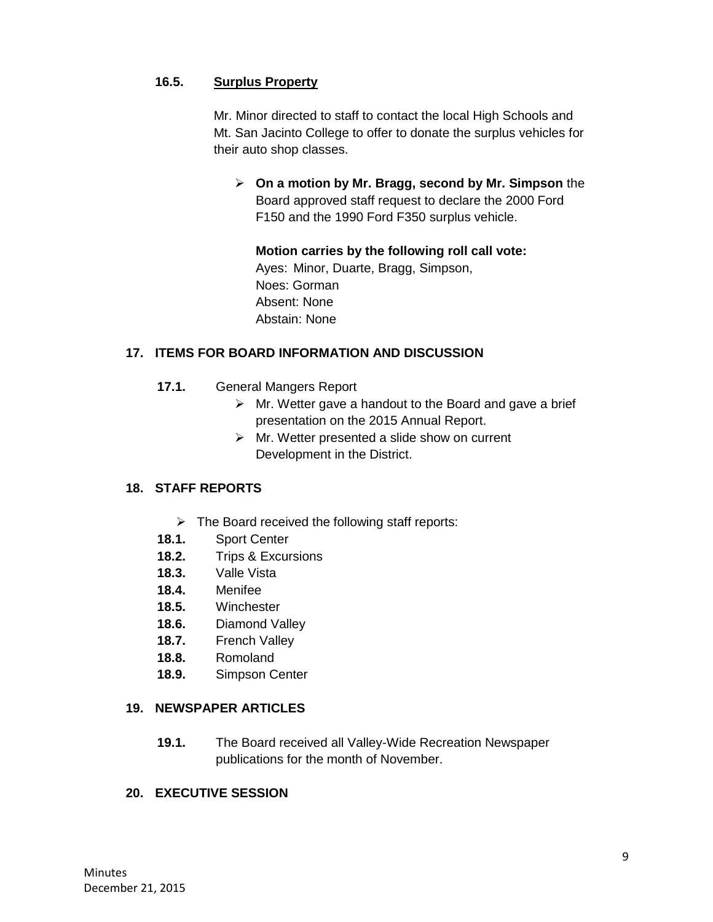**16.5. Surplus Property**

Mr. Minor directed to staff to contact the local High Schools and Mt. San Jacinto College to offer to donate the surplus vehicles for their auto shop classes.

- **On a motion by Mr. Bragg, second by Mr. Simpson** the Board approved staff request to declare the 2000 Ford F150 and the 1990 Ford F350 surplus vehicle.

  **Motion carries by the following roll call vote:**
  Ayes: Minor, Duarte, Bragg, Simpson,
  Noes: Gorman
  Absent: None
  Abstain: None

## 17. ITEMS FOR BOARD INFORMATION AND DISCUSSION

**17.1.** General Mangers Report

- Mr. Wetter gave a handout to the Board and gave a brief presentation on the 2015 Annual Report.
- Mr. Wetter presented a slide show on current Development in the District.

## 18. STAFF REPORTS

- The Board received the following staff reports:

**18.1.** Sport Center
**18.2.** Trips & Excursions
**18.3.** Valle Vista
**18.4.** Menifee
**18.5.** Winchester
**18.6.** Diamond Valley
**18.7.** French Valley
**18.8.** Romoland
**18.9.** Simpson Center

## 19. NEWSPAPER ARTICLES

**19.1.** The Board received all Valley-Wide Recreation Newspaper publications for the month of November.

## 20. EXECUTIVE SESSION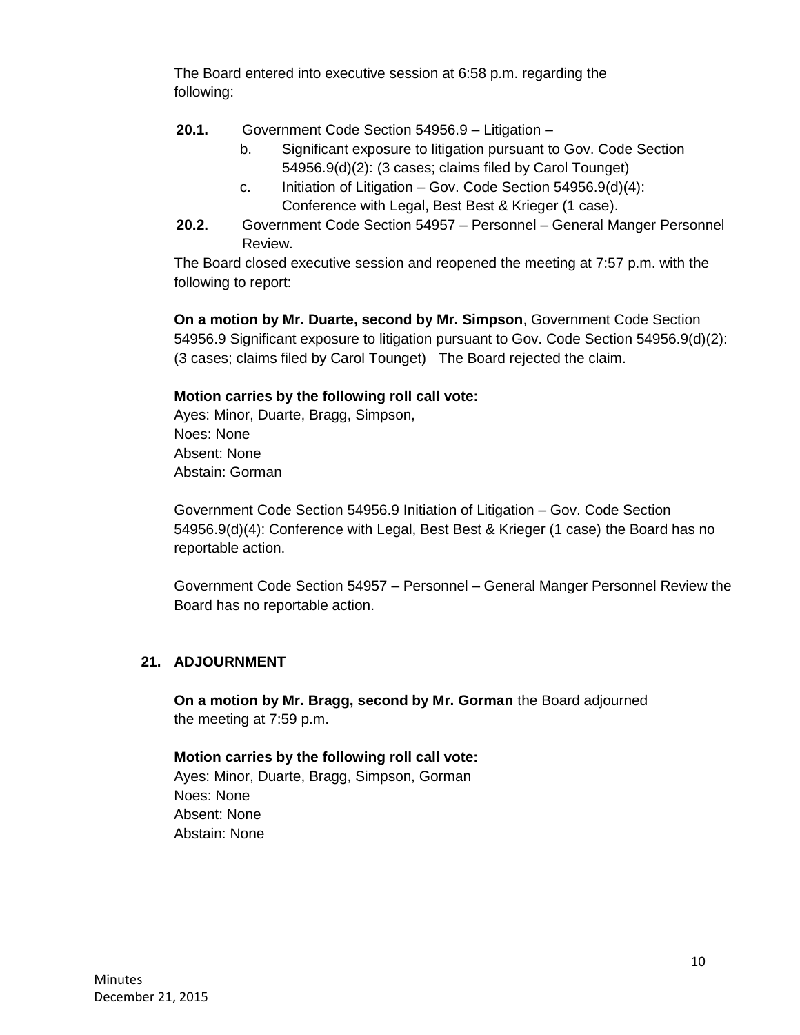The Board entered into executive session at 6:58 p.m. regarding the following:

**20.1.** Government Code Section 54956.9 – Litigation –

- b. Significant exposure to litigation pursuant to Gov. Code Section 54956.9(d)(2): (3 cases; claims filed by Carol Tounget)
- c. Initiation of Litigation – Gov. Code Section 54956.9(d)(4): Conference with Legal, Best Best & Krieger (1 case).

**20.2.** Government Code Section 54957 – Personnel – General Manger Personnel Review.

The Board closed executive session and reopened the meeting at 7:57 p.m. with the following to report:

**On a motion by Mr. Duarte, second by Mr. Simpson**, Government Code Section 54956.9 Significant exposure to litigation pursuant to Gov. Code Section 54956.9(d)(2): (3 cases; claims filed by Carol Tounget) The Board rejected the claim.

**Motion carries by the following roll call vote:**
Ayes: Minor, Duarte, Bragg, Simpson,
Noes: None
Absent: None
Abstain: Gorman

Government Code Section 54956.9 Initiation of Litigation – Gov. Code Section 54956.9(d)(4): Conference with Legal, Best Best & Krieger (1 case) the Board has no reportable action.

Government Code Section 54957 – Personnel – General Manger Personnel Review the Board has no reportable action.

## 21. ADJOURNMENT

**On a motion by Mr. Bragg, second by Mr. Gorman** the Board adjourned the meeting at 7:59 p.m.

**Motion carries by the following roll call vote:**
Ayes: Minor, Duarte, Bragg, Simpson, Gorman
Noes: None
Absent: None
Abstain: None